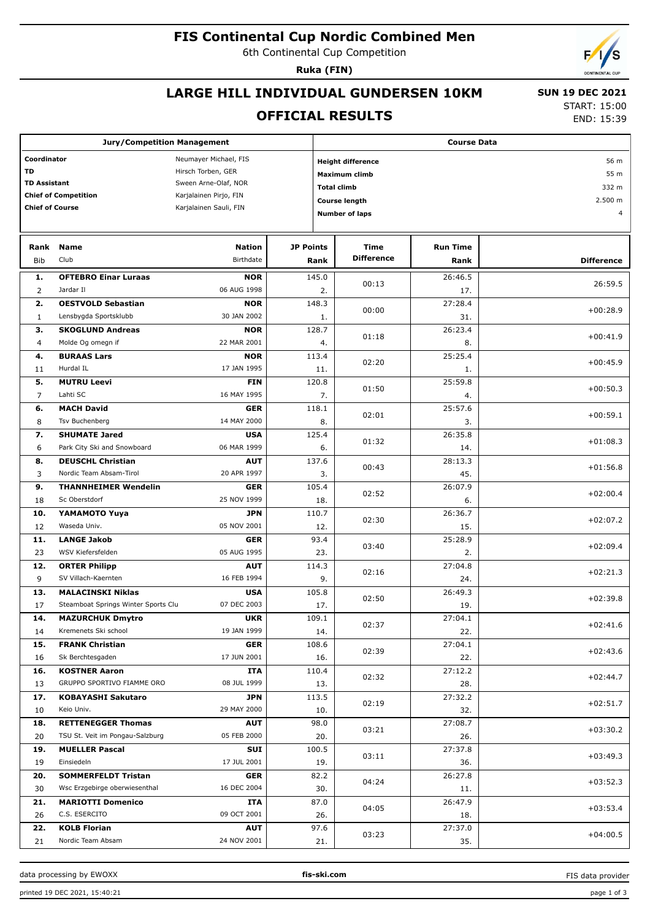# FIS Continental Cup Nordic Combined Men

6th Continental Cup Competition

**Ruka (FIN)**

## LARGE HILL INDIVIDUAL GUNDERSEN 10KM

## OFFICIAL RESULTS

**SUN 19 DEC 2021**

START: 15:00

END: 15:39

| Jury/Competition Management | |
|---|---|
| Coordinator | Neumayer Michael, FIS |
| TD | Hirsch Torben, GER |
| TD Assistant | Sween Arne-Olaf, NOR |
| Chief of Competition | Karjalainen Pirjo, FIN |
| Chief of Course | Karjalainen Sauli, FIN |

| Course Data | |
|---|---|
| Height difference | 56 m |
| Maximum climb | 55 m |
| Total climb | 332 m |
| Course length | 2.500 m |
| Number of laps | 4 |

| Rank | Bib | Name | Club | Nation | Birthdate | JP Points | JP Rank | Time Difference | Run Time | Run Time Rank | Difference |
|---|---|---|---|---|---|---|---|---|---|---|---|
| 1. | 2 | OFTEBRO Einar Luraas | Jardar Il | NOR | 06 AUG 1998 | 145.0 | 2. | 00:13 | 26:46.5 | 17. | 26:59.5 |
| 2. | 1 | OESTVOLD Sebastian | Lensbygda Sportsklubb | NOR | 30 JAN 2002 | 148.3 | 1. | 00:00 | 27:28.4 | 31. | +00:28.9 |
| 3. | 4 | SKOGLUND Andreas | Molde Og omegn if | NOR | 22 MAR 2001 | 128.7 | 4. | 01:18 | 26:23.4 | 8. | +00:41.9 |
| 4. | 11 | BURAAS Lars | Hurdal IL | NOR | 17 JAN 1995 | 113.4 | 11. | 02:20 | 25:25.4 | 1. | +00:45.9 |
| 5. | 7 | MUTRU Leevi | Lahti SC | FIN | 16 MAY 1995 | 120.8 | 7. | 01:50 | 25:59.8 | 4. | +00:50.3 |
| 6. | 8 | MACH David | Tsv Buchenberg | GER | 14 MAY 2000 | 118.1 | 8. | 02:01 | 25:57.6 | 3. | +00:59.1 |
| 7. | 6 | SHUMATE Jared | Park City Ski and Snowboard | USA | 06 MAR 1999 | 125.4 | 6. | 01:32 | 26:35.8 | 14. | +01:08.3 |
| 8. | 3 | DEUSCHL Christian | Nordic Team Absam-Tirol | AUT | 20 APR 1997 | 137.6 | 3. | 00:43 | 28:13.3 | 45. | +01:56.8 |
| 9. | 18 | THANNHEIMER Wendelin | Sc Oberstdorf | GER | 25 NOV 1999 | 105.4 | 18. | 02:52 | 26:07.9 | 6. | +02:00.4 |
| 10. | 12 | YAMAMOTO Yuya | Waseda Univ. | JPN | 05 NOV 2001 | 110.7 | 12. | 02:30 | 26:36.7 | 15. | +02:07.2 |
| 11. | 23 | LANGE Jakob | WSV Kiefersfelden | GER | 05 AUG 1995 | 93.4 | 23. | 03:40 | 25:28.9 | 2. | +02:09.4 |
| 12. | 9 | ORTER Philipp | SV Villach-Kaernten | AUT | 16 FEB 1994 | 114.3 | 9. | 02:16 | 27:04.8 | 24. | +02:21.3 |
| 13. | 17 | MALACINSKI Niklas | Steamboat Springs Winter Sports Clu | USA | 07 DEC 2003 | 105.8 | 17. | 02:50 | 26:49.3 | 19. | +02:39.8 |
| 14. | 14 | MAZURCHUK Dmytro | Kremenets Ski school | UKR | 19 JAN 1999 | 109.1 | 14. | 02:37 | 27:04.1 | 22. | +02:41.6 |
| 15. | 16 | FRANK Christian | Sk Berchtesgaden | GER | 17 JUN 2001 | 108.6 | 16. | 02:39 | 27:04.1 | 22. | +02:43.6 |
| 16. | 13 | KOSTNER Aaron | GRUPPO SPORTIVO FIAMME ORO | ITA | 08 JUL 1999 | 110.4 | 13. | 02:32 | 27:12.2 | 28. | +02:44.7 |
| 17. | 10 | KOBAYASHI Sakutaro | Keio Univ. | JPN | 29 MAY 2000 | 113.5 | 10. | 02:19 | 27:32.2 | 32. | +02:51.7 |
| 18. | 20 | RETTENEGGER Thomas | TSU St. Veit im Pongau-Salzburg | AUT | 05 FEB 2000 | 98.0 | 20. | 03:21 | 27:08.7 | 26. | +03:30.2 |
| 19. | 19 | MUELLER Pascal | Einsiedeln | SUI | 17 JUL 2001 | 100.5 | 19. | 03:11 | 27:37.8 | 36. | +03:49.3 |
| 20. | 30 | SOMMERFELDT Tristan | Wsc Erzgebirge oberwiesenthal | GER | 16 DEC 2004 | 82.2 | 30. | 04:24 | 26:27.8 | 11. | +03:52.3 |
| 21. | 26 | MARIOTTI Domenico | C.S. ESERCITO | ITA | 09 OCT 2001 | 87.0 | 26. | 04:05 | 26:47.9 | 18. | +03:53.4 |
| 22. | 21 | KOLB Florian | Nordic Team Absam | AUT | 24 NOV 2001 | 97.6 | 21. | 03:23 | 27:37.0 | 35. | +04:00.5 |

data processing by EWOXX · fis-ski.com · FIS data provider

printed 19 DEC 2021, 15:40:21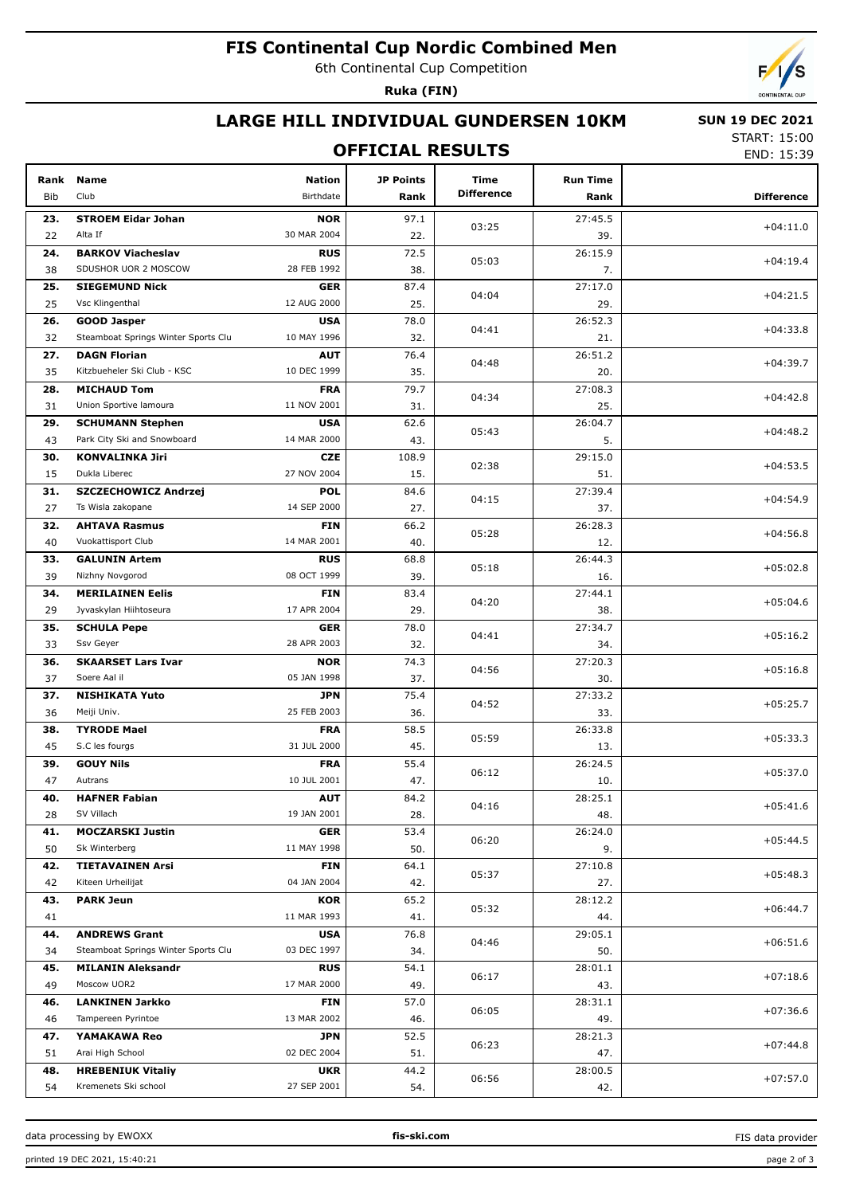# FIS Continental Cup Nordic Combined Men

6th Continental Cup Competition

**Ruka (FIN)**

## LARGE HILL INDIVIDUAL GUNDERSEN 10KM

**SUN 19 DEC 2021**

START: 15:00
END: 15:39

## OFFICIAL RESULTS

| Rank | Bib | Name | Club | Nation | Birthdate | JP Points | JP Rank | Time Difference | Run Time | Run Rank | Difference |
|---|---|---|---|---|---|---|---|---|---|---|---|
| 23. | 22 | **STROEM Eidar Johan** | Alta If | **NOR** | 30 MAR 2004 | 97.1 | 22. | 03:25 | 27:45.5 | 39. | +04:11.0 |
| 24. | 38 | **BARKOV Viacheslav** | SDUSHOR UOR 2 MOSCOW | **RUS** | 28 FEB 1992 | 72.5 | 38. | 05:03 | 26:15.9 | 7. | +04:19.4 |
| 25. | 25 | **SIEGEMUND Nick** | Vsc Klingenthal | **GER** | 12 AUG 2000 | 87.4 | 25. | 04:04 | 27:17.0 | 29. | +04:21.5 |
| 26. | 32 | **GOOD Jasper** | Steamboat Springs Winter Sports Clu | **USA** | 10 MAY 1996 | 78.0 | 32. | 04:41 | 26:52.3 | 21. | +04:33.8 |
| 27. | 35 | **DAGN Florian** | Kitzbueheler Ski Club - KSC | **AUT** | 10 DEC 1999 | 76.4 | 35. | 04:48 | 26:51.2 | 20. | +04:39.7 |
| 28. | 31 | **MICHAUD Tom** | Union Sportive lamoura | **FRA** | 11 NOV 2001 | 79.7 | 31. | 04:34 | 27:08.3 | 25. | +04:42.8 |
| 29. | 43 | **SCHUMANN Stephen** | Park City Ski and Snowboard | **USA** | 14 MAR 2000 | 62.6 | 43. | 05:43 | 26:04.7 | 5. | +04:48.2 |
| 30. | 15 | **KONVALINKA Jiri** | Dukla Liberec | **CZE** | 27 NOV 2004 | 108.9 | 15. | 02:38 | 29:15.0 | 51. | +04:53.5 |
| 31. | 27 | **SZCZECHOWICZ Andrzej** | Ts Wisla zakopane | **POL** | 14 SEP 2000 | 84.6 | 27. | 04:15 | 27:39.4 | 37. | +04:54.9 |
| 32. | 40 | **AHTAVA Rasmus** | Vuokattisport Club | **FIN** | 14 MAR 2001 | 66.2 | 40. | 05:28 | 26:28.3 | 12. | +04:56.8 |
| 33. | 39 | **GALUNIN Artem** | Nizhny Novgorod | **RUS** | 08 OCT 1999 | 68.8 | 39. | 05:18 | 26:44.3 | 16. | +05:02.8 |
| 34. | 29 | **MERILAINEN Eelis** | Jyvaskylan Hiihtoseura | **FIN** | 17 APR 2004 | 83.4 | 29. | 04:20 | 27:44.1 | 38. | +05:04.6 |
| 35. | 33 | **SCHULA Pepe** | Ssv Geyer | **GER** | 28 APR 2003 | 78.0 | 32. | 04:41 | 27:34.7 | 34. | +05:16.2 |
| 36. | 37 | **SKAARSET Lars Ivar** | Soere Aal il | **NOR** | 05 JAN 1998 | 74.3 | 37. | 04:56 | 27:20.3 | 30. | +05:16.8 |
| 37. | 36 | **NISHIKATA Yuto** | Meiji Univ. | **JPN** | 25 FEB 2003 | 75.4 | 36. | 04:52 | 27:33.2 | 33. | +05:25.7 |
| 38. | 45 | **TYRODE Mael** | S.C les fourgs | **FRA** | 31 JUL 2000 | 58.5 | 45. | 05:59 | 26:33.8 | 13. | +05:33.3 |
| 39. | 47 | **GOUY Nils** | Autrans | **FRA** | 10 JUL 2001 | 55.4 | 47. | 06:12 | 26:24.5 | 10. | +05:37.0 |
| 40. | 28 | **HAFNER Fabian** | SV Villach | **AUT** | 19 JAN 2001 | 84.2 | 28. | 04:16 | 28:25.1 | 48. | +05:41.6 |
| 41. | 50 | **MOCZARSKI Justin** | Sk Winterberg | **GER** | 11 MAY 1998 | 53.4 | 50. | 06:20 | 26:24.0 | 9. | +05:44.5 |
| 42. | 42 | **TIETAVAINEN Arsi** | Kiteen Urheilijat | **FIN** | 04 JAN 2004 | 64.1 | 42. | 05:37 | 27:10.8 | 27. | +05:48.3 |
| 43. | 41 | **PARK Jeun** | | **KOR** | 11 MAR 1993 | 65.2 | 41. | 05:32 | 28:12.2 | 44. | +06:44.7 |
| 44. | 34 | **ANDREWS Grant** | Steamboat Springs Winter Sports Clu | **USA** | 03 DEC 1997 | 76.8 | 34. | 04:46 | 29:05.1 | 50. | +06:51.6 |
| 45. | 49 | **MILANIN Aleksandr** | Moscow UOR2 | **RUS** | 17 MAR 2000 | 54.1 | 49. | 06:17 | 28:01.1 | 43. | +07:18.6 |
| 46. | 46 | **LANKINEN Jarkko** | Tampereen Pyrintoe | **FIN** | 13 MAR 2002 | 57.0 | 46. | 06:05 | 28:31.1 | 49. | +07:36.6 |
| 47. | 51 | **YAMAKAWA Reo** | Arai High School | **JPN** | 02 DEC 2004 | 52.5 | 51. | 06:23 | 28:21.3 | 47. | +07:44.8 |
| 48. | 54 | **HREBENIUK Vitaliy** | Kremenets Ski school | **UKR** | 27 SEP 2001 | 44.2 | 54. | 06:56 | 28:00.5 | 42. | +07:57.0 |

data processing by EWOXX | **fis-ski.com** | FIS data provider

printed 19 DEC 2021, 15:40:21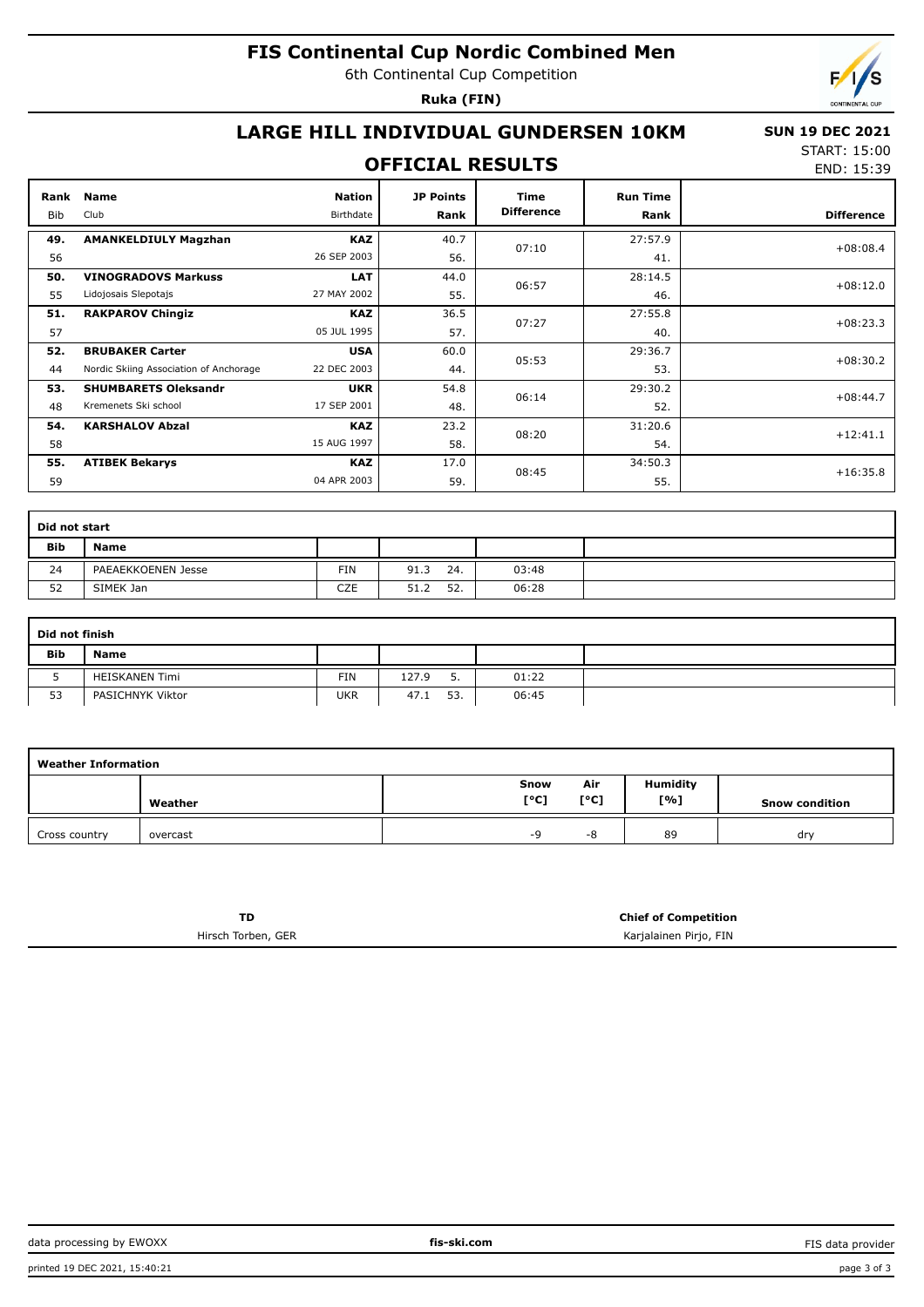# FIS Continental Cup Nordic Combined Men

6th Continental Cup Competition

**Ruka (FIN)**

## LARGE HILL INDIVIDUAL GUNDERSEN 10KM

**SUN 19 DEC 2021**

START: 15:00

END: 15:39

## OFFICIAL RESULTS

| Rank / Bib | Name / Club | Nation / Birthdate | JP Points / Rank | Time Difference | Run Time / Rank | Difference |
|---|---|---|---|---|---|---|
| **49.** / 56 | **AMANKELDIULY Magzhan** | **KAZ** / 26 SEP 2003 | 40.7 / 56. | 07:10 | 27:57.9 / 41. | +08:08.4 |
| **50.** / 55 | **VINOGRADOVS Markuss** / Lidojosais Slepotajs | **LAT** / 27 MAY 2002 | 44.0 / 55. | 06:57 | 28:14.5 / 46. | +08:12.0 |
| **51.** / 57 | **RAKPAROV Chingiz** | **KAZ** / 05 JUL 1995 | 36.5 / 57. | 07:27 | 27:55.8 / 40. | +08:23.3 |
| **52.** / 44 | **BRUBAKER Carter** / Nordic Skiing Association of Anchorage | **USA** / 22 DEC 2003 | 60.0 / 44. | 05:53 | 29:36.7 / 53. | +08:30.2 |
| **53.** / 48 | **SHUMBARETS Oleksandr** / Kremenets Ski school | **UKR** / 17 SEP 2001 | 54.8 / 48. | 06:14 | 29:30.2 / 52. | +08:44.7 |
| **54.** / 58 | **KARSHALOV Abzal** | **KAZ** / 15 AUG 1997 | 23.2 / 58. | 08:20 | 31:20.6 / 54. | +12:41.1 |
| **55.** / 59 | **ATIBEK Bekarys** | **KAZ** / 04 APR 2003 | 17.0 / 59. | 08:45 | 34:50.3 / 55. | +16:35.8 |

**Did not start**

| Bib | Name | | | | |
|---|---|---|---|---|---|
| 24 | PAEAEKKOENEN Jesse | FIN | 91.3 24. | 03:48 | |
| 52 | SIMEK Jan | CZE | 51.2 52. | 06:28 | |

**Did not finish**

| Bib | Name | | | | |
|---|---|---|---|---|---|
| 5 | HEISKANEN Timi | FIN | 127.9 5. | 01:22 | |
| 53 | PASICHNYK Viktor | UKR | 47.1 53. | 06:45 | |

**Weather Information**

| | Weather | Snow [°C] | Air [°C] | Humidity [%] | Snow condition |
|---|---|---|---|---|---|
| Cross country | overcast | -9 | -8 | 89 | dry |

**TD**
Hirsch Torben, GER

**Chief of Competition**
Karjalainen Pirjo, FIN

data processing by EWOXX | fis-ski.com | FIS data provider

printed 19 DEC 2021, 15:40:21